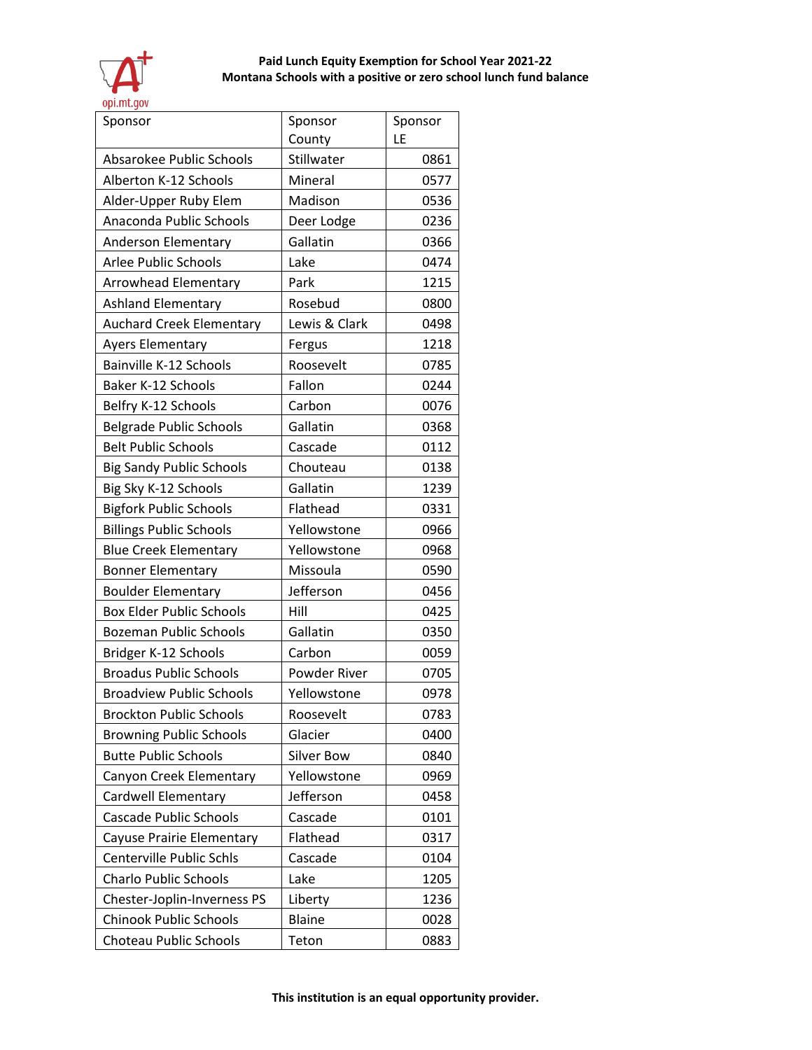**Paid Lunch Equity Exemption for School Year 2021-22**
**Montana Schools with a positive or zero school lunch fund balance**

| Sponsor | Sponsor County | Sponsor LE |
|---|---|---|
| Absarokee Public Schools | Stillwater | 0861 |
| Alberton K-12 Schools | Mineral | 0577 |
| Alder-Upper Ruby Elem | Madison | 0536 |
| Anaconda Public Schools | Deer Lodge | 0236 |
| Anderson Elementary | Gallatin | 0366 |
| Arlee Public Schools | Lake | 0474 |
| Arrowhead Elementary | Park | 1215 |
| Ashland Elementary | Rosebud | 0800 |
| Auchard Creek Elementary | Lewis & Clark | 0498 |
| Ayers Elementary | Fergus | 1218 |
| Bainville K-12 Schools | Roosevelt | 0785 |
| Baker K-12 Schools | Fallon | 0244 |
| Belfry K-12 Schools | Carbon | 0076 |
| Belgrade Public Schools | Gallatin | 0368 |
| Belt Public Schools | Cascade | 0112 |
| Big Sandy Public Schools | Chouteau | 0138 |
| Big Sky K-12 Schools | Gallatin | 1239 |
| Bigfork Public Schools | Flathead | 0331 |
| Billings Public Schools | Yellowstone | 0966 |
| Blue Creek Elementary | Yellowstone | 0968 |
| Bonner Elementary | Missoula | 0590 |
| Boulder Elementary | Jefferson | 0456 |
| Box Elder Public Schools | Hill | 0425 |
| Bozeman Public Schools | Gallatin | 0350 |
| Bridger K-12 Schools | Carbon | 0059 |
| Broadus Public Schools | Powder River | 0705 |
| Broadview Public Schools | Yellowstone | 0978 |
| Brockton Public Schools | Roosevelt | 0783 |
| Browning Public Schools | Glacier | 0400 |
| Butte Public Schools | Silver Bow | 0840 |
| Canyon Creek Elementary | Yellowstone | 0969 |
| Cardwell Elementary | Jefferson | 0458 |
| Cascade Public Schools | Cascade | 0101 |
| Cayuse Prairie Elementary | Flathead | 0317 |
| Centerville Public Schls | Cascade | 0104 |
| Charlo Public Schools | Lake | 1205 |
| Chester-Joplin-Inverness PS | Liberty | 1236 |
| Chinook Public Schools | Blaine | 0028 |
| Choteau Public Schools | Teton | 0883 |

**This institution is an equal opportunity provider.**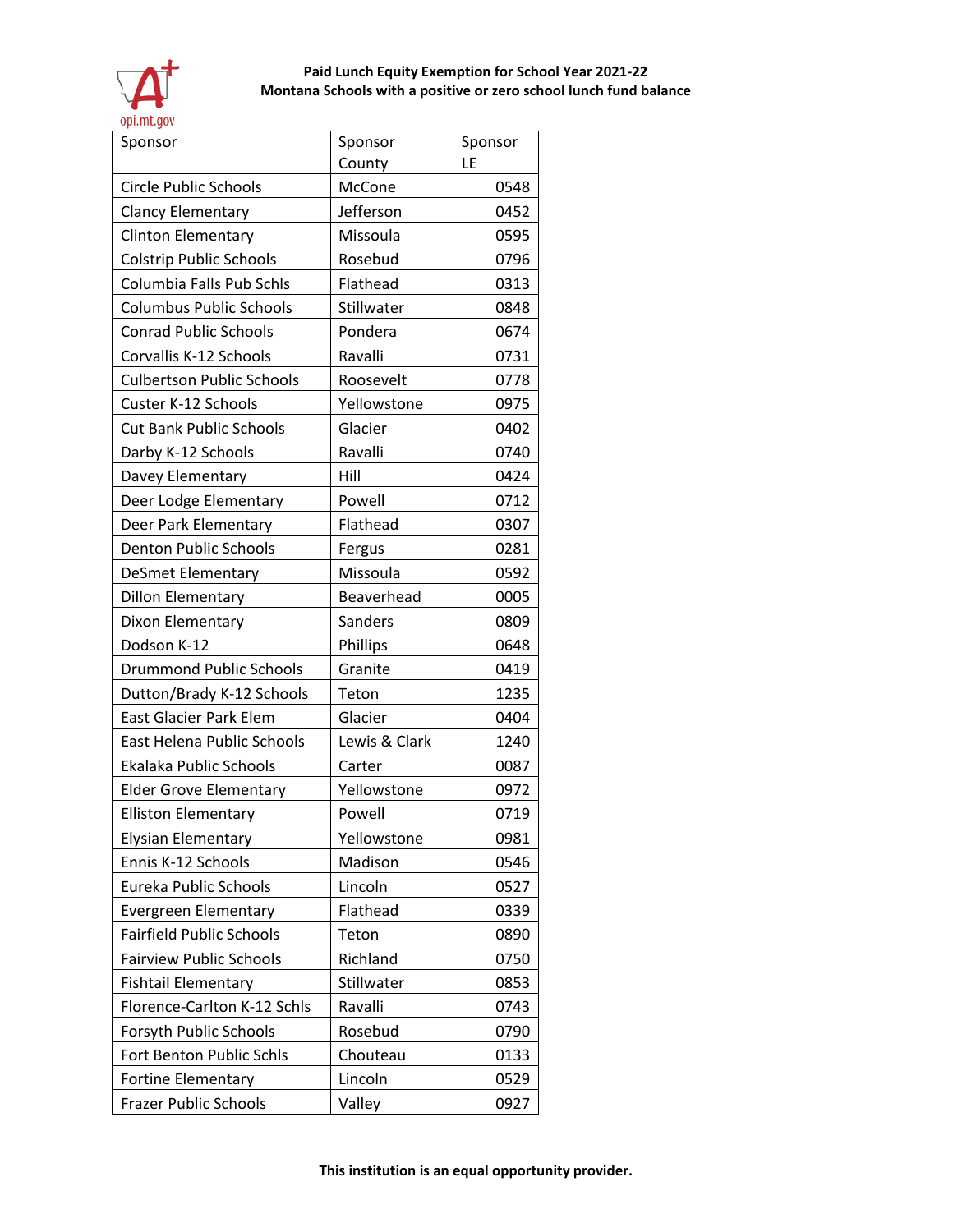**Paid Lunch Equity Exemption for School Year 2021-22**
**Montana Schools with a positive or zero school lunch fund balance**

| Sponsor | Sponsor County | Sponsor LE |
|---|---|---|
| Circle Public Schools | McCone | 0548 |
| Clancy Elementary | Jefferson | 0452 |
| Clinton Elementary | Missoula | 0595 |
| Colstrip Public Schools | Rosebud | 0796 |
| Columbia Falls Pub Schls | Flathead | 0313 |
| Columbus Public Schools | Stillwater | 0848 |
| Conrad Public Schools | Pondera | 0674 |
| Corvallis K-12 Schools | Ravalli | 0731 |
| Culbertson Public Schools | Roosevelt | 0778 |
| Custer K-12 Schools | Yellowstone | 0975 |
| Cut Bank Public Schools | Glacier | 0402 |
| Darby K-12 Schools | Ravalli | 0740 |
| Davey Elementary | Hill | 0424 |
| Deer Lodge Elementary | Powell | 0712 |
| Deer Park Elementary | Flathead | 0307 |
| Denton Public Schools | Fergus | 0281 |
| DeSmet Elementary | Missoula | 0592 |
| Dillon Elementary | Beaverhead | 0005 |
| Dixon Elementary | Sanders | 0809 |
| Dodson K-12 | Phillips | 0648 |
| Drummond Public Schools | Granite | 0419 |
| Dutton/Brady K-12 Schools | Teton | 1235 |
| East Glacier Park Elem | Glacier | 0404 |
| East Helena Public Schools | Lewis & Clark | 1240 |
| Ekalaka Public Schools | Carter | 0087 |
| Elder Grove Elementary | Yellowstone | 0972 |
| Elliston Elementary | Powell | 0719 |
| Elysian Elementary | Yellowstone | 0981 |
| Ennis K-12 Schools | Madison | 0546 |
| Eureka Public Schools | Lincoln | 0527 |
| Evergreen Elementary | Flathead | 0339 |
| Fairfield Public Schools | Teton | 0890 |
| Fairview Public Schools | Richland | 0750 |
| Fishtail Elementary | Stillwater | 0853 |
| Florence-Carlton K-12 Schls | Ravalli | 0743 |
| Forsyth Public Schools | Rosebud | 0790 |
| Fort Benton Public Schls | Chouteau | 0133 |
| Fortine Elementary | Lincoln | 0529 |
| Frazer Public Schools | Valley | 0927 |

**This institution is an equal opportunity provider.**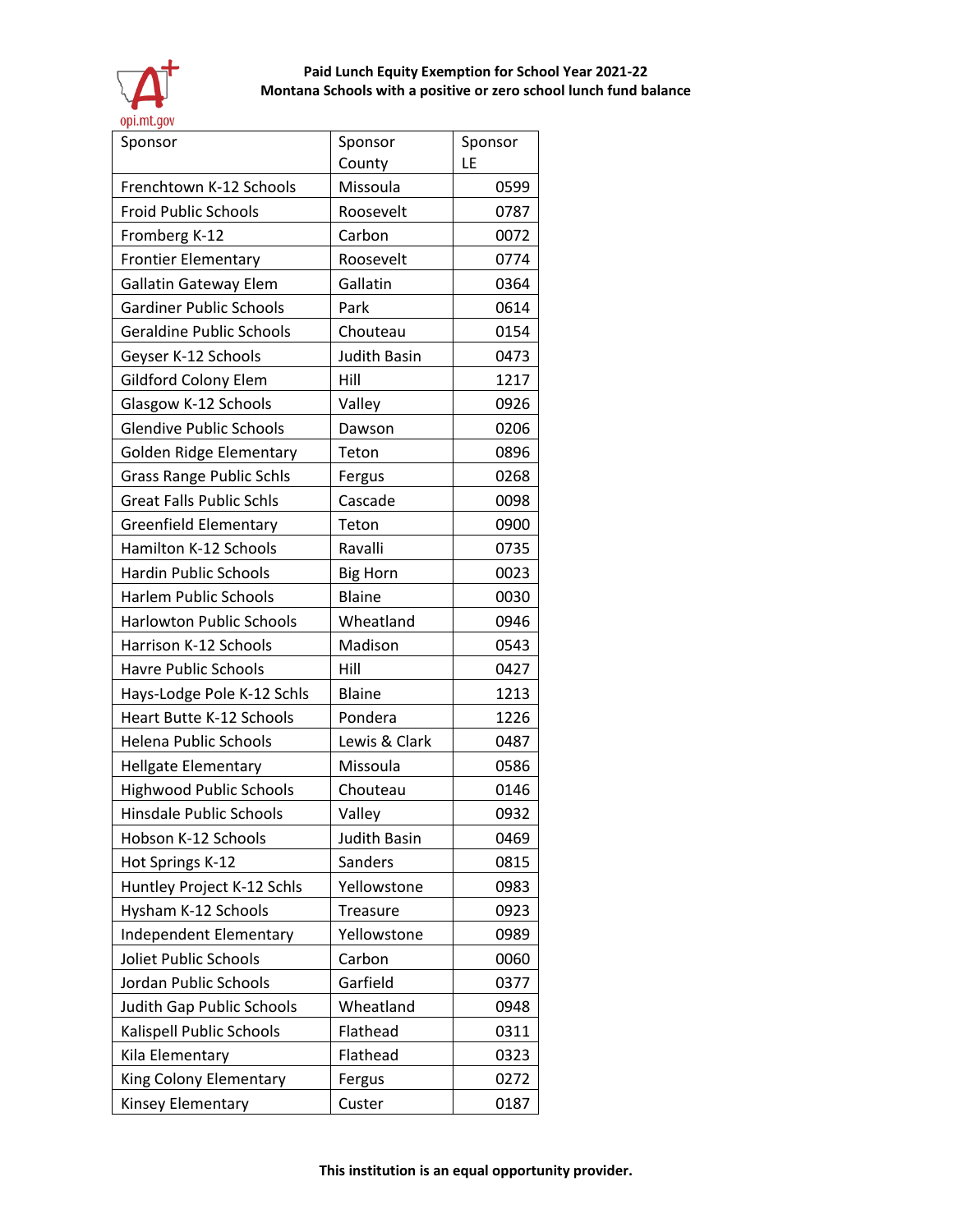**Paid Lunch Equity Exemption for School Year 2021-22**
**Montana Schools with a positive or zero school lunch fund balance**

| Sponsor | Sponsor County | Sponsor LE |
|---|---|---|
| Frenchtown K-12 Schools | Missoula | 0599 |
| Froid Public Schools | Roosevelt | 0787 |
| Fromberg K-12 | Carbon | 0072 |
| Frontier Elementary | Roosevelt | 0774 |
| Gallatin Gateway Elem | Gallatin | 0364 |
| Gardiner Public Schools | Park | 0614 |
| Geraldine Public Schools | Chouteau | 0154 |
| Geyser K-12 Schools | Judith Basin | 0473 |
| Gildford Colony Elem | Hill | 1217 |
| Glasgow K-12 Schools | Valley | 0926 |
| Glendive Public Schools | Dawson | 0206 |
| Golden Ridge Elementary | Teton | 0896 |
| Grass Range Public Schls | Fergus | 0268 |
| Great Falls Public Schls | Cascade | 0098 |
| Greenfield Elementary | Teton | 0900 |
| Hamilton K-12 Schools | Ravalli | 0735 |
| Hardin Public Schools | Big Horn | 0023 |
| Harlem Public Schools | Blaine | 0030 |
| Harlowton Public Schools | Wheatland | 0946 |
| Harrison K-12 Schools | Madison | 0543 |
| Havre Public Schools | Hill | 0427 |
| Hays-Lodge Pole K-12 Schls | Blaine | 1213 |
| Heart Butte K-12 Schools | Pondera | 1226 |
| Helena Public Schools | Lewis & Clark | 0487 |
| Hellgate Elementary | Missoula | 0586 |
| Highwood Public Schools | Chouteau | 0146 |
| Hinsdale Public Schools | Valley | 0932 |
| Hobson K-12 Schools | Judith Basin | 0469 |
| Hot Springs K-12 | Sanders | 0815 |
| Huntley Project K-12 Schls | Yellowstone | 0983 |
| Hysham K-12 Schools | Treasure | 0923 |
| Independent Elementary | Yellowstone | 0989 |
| Joliet Public Schools | Carbon | 0060 |
| Jordan Public Schools | Garfield | 0377 |
| Judith Gap Public Schools | Wheatland | 0948 |
| Kalispell Public Schools | Flathead | 0311 |
| Kila Elementary | Flathead | 0323 |
| King Colony Elementary | Fergus | 0272 |
| Kinsey Elementary | Custer | 0187 |

**This institution is an equal opportunity provider.**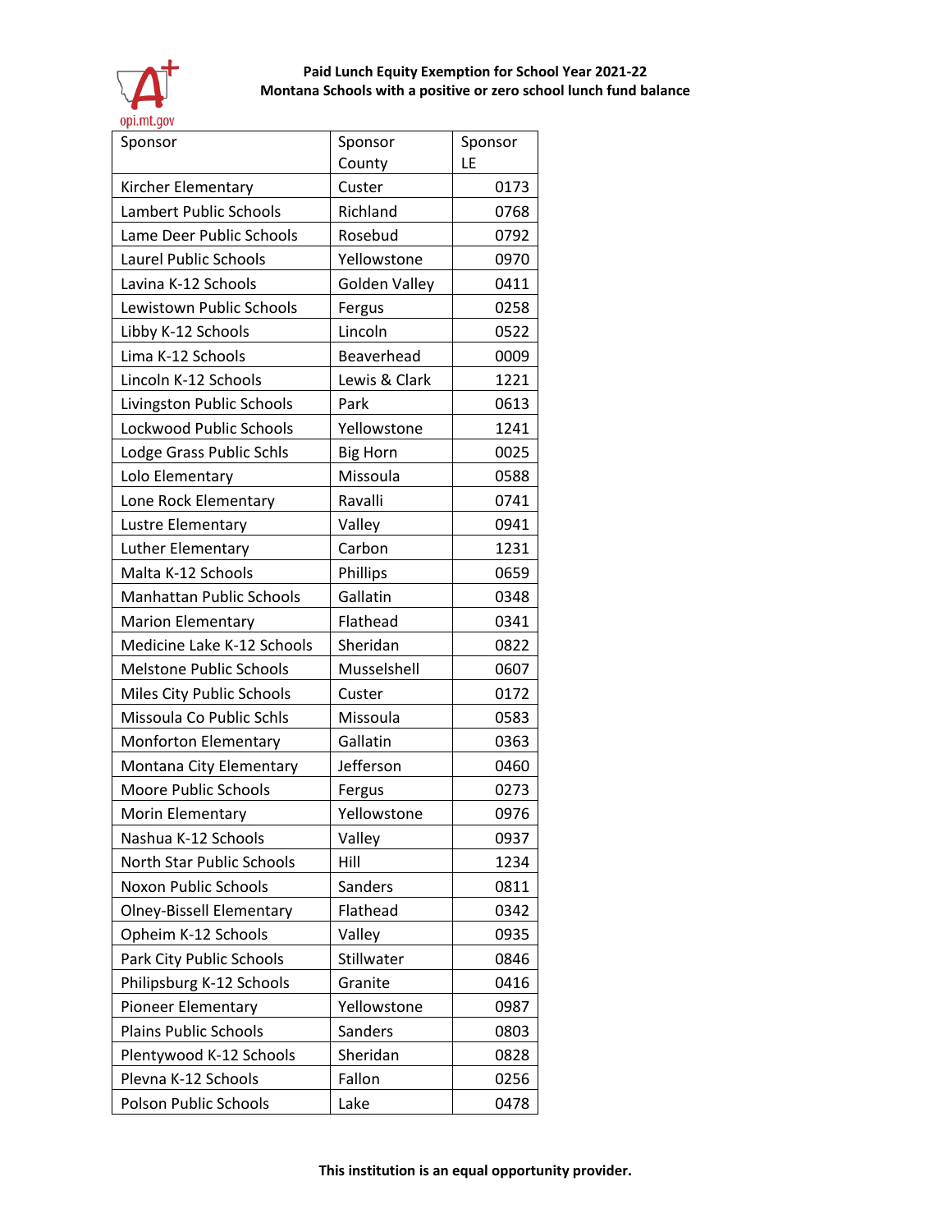**Paid Lunch Equity Exemption for School Year 2021-22**
**Montana Schools with a positive or zero school lunch fund balance**

| Sponsor | Sponsor County | Sponsor LE |
|---|---|---|
| Kircher Elementary | Custer | 0173 |
| Lambert Public Schools | Richland | 0768 |
| Lame Deer Public Schools | Rosebud | 0792 |
| Laurel Public Schools | Yellowstone | 0970 |
| Lavina K-12 Schools | Golden Valley | 0411 |
| Lewistown Public Schools | Fergus | 0258 |
| Libby K-12 Schools | Lincoln | 0522 |
| Lima K-12 Schools | Beaverhead | 0009 |
| Lincoln K-12 Schools | Lewis & Clark | 1221 |
| Livingston Public Schools | Park | 0613 |
| Lockwood Public Schools | Yellowstone | 1241 |
| Lodge Grass Public Schls | Big Horn | 0025 |
| Lolo Elementary | Missoula | 0588 |
| Lone Rock Elementary | Ravalli | 0741 |
| Lustre Elementary | Valley | 0941 |
| Luther Elementary | Carbon | 1231 |
| Malta K-12 Schools | Phillips | 0659 |
| Manhattan Public Schools | Gallatin | 0348 |
| Marion Elementary | Flathead | 0341 |
| Medicine Lake K-12 Schools | Sheridan | 0822 |
| Melstone Public Schools | Musselshell | 0607 |
| Miles City Public Schools | Custer | 0172 |
| Missoula Co Public Schls | Missoula | 0583 |
| Monforton Elementary | Gallatin | 0363 |
| Montana City Elementary | Jefferson | 0460 |
| Moore Public Schools | Fergus | 0273 |
| Morin Elementary | Yellowstone | 0976 |
| Nashua K-12 Schools | Valley | 0937 |
| North Star Public Schools | Hill | 1234 |
| Noxon Public Schools | Sanders | 0811 |
| Olney-Bissell Elementary | Flathead | 0342 |
| Opheim K-12 Schools | Valley | 0935 |
| Park City Public Schools | Stillwater | 0846 |
| Philipsburg K-12 Schools | Granite | 0416 |
| Pioneer Elementary | Yellowstone | 0987 |
| Plains Public Schools | Sanders | 0803 |
| Plentywood K-12 Schools | Sheridan | 0828 |
| Plevna K-12 Schools | Fallon | 0256 |
| Polson Public Schools | Lake | 0478 |

**This institution is an equal opportunity provider.**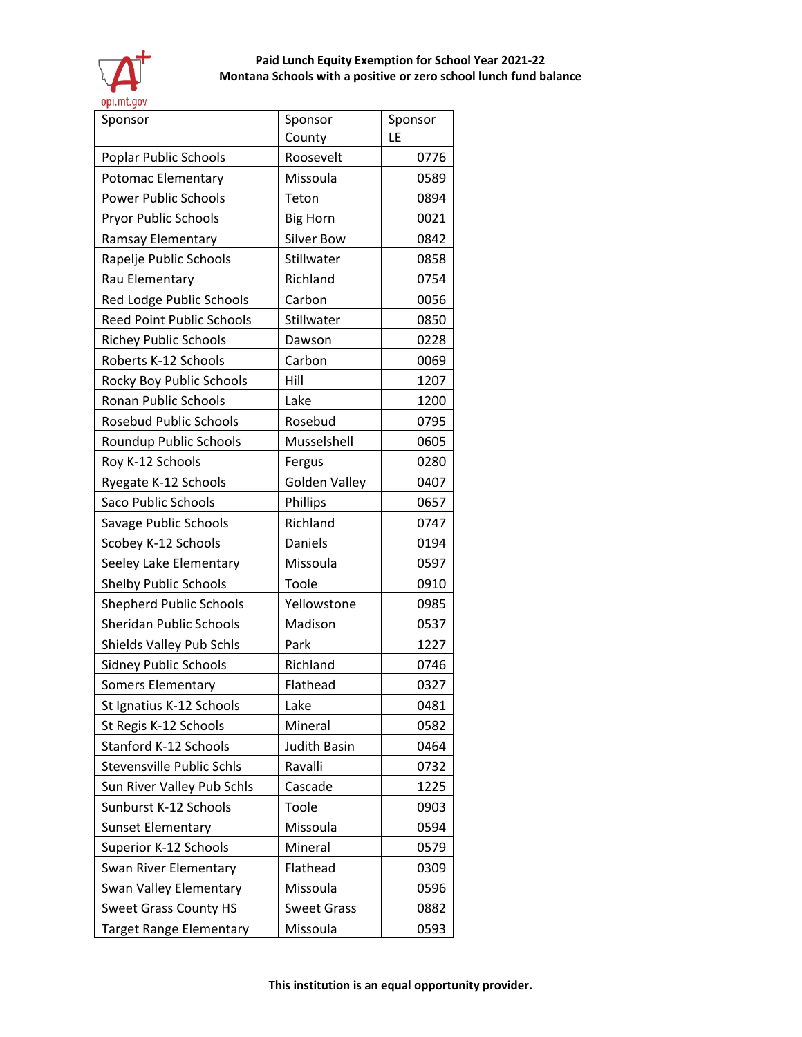**Paid Lunch Equity Exemption for School Year 2021-22**
**Montana Schools with a positive or zero school lunch fund balance**

| Sponsor | Sponsor County | Sponsor LE |
|---|---|---|
| Poplar Public Schools | Roosevelt | 0776 |
| Potomac Elementary | Missoula | 0589 |
| Power Public Schools | Teton | 0894 |
| Pryor Public Schools | Big Horn | 0021 |
| Ramsay Elementary | Silver Bow | 0842 |
| Rapelje Public Schools | Stillwater | 0858 |
| Rau Elementary | Richland | 0754 |
| Red Lodge Public Schools | Carbon | 0056 |
| Reed Point Public Schools | Stillwater | 0850 |
| Richey Public Schools | Dawson | 0228 |
| Roberts K-12 Schools | Carbon | 0069 |
| Rocky Boy Public Schools | Hill | 1207 |
| Ronan Public Schools | Lake | 1200 |
| Rosebud Public Schools | Rosebud | 0795 |
| Roundup Public Schools | Musselshell | 0605 |
| Roy K-12 Schools | Fergus | 0280 |
| Ryegate K-12 Schools | Golden Valley | 0407 |
| Saco Public Schools | Phillips | 0657 |
| Savage Public Schools | Richland | 0747 |
| Scobey K-12 Schools | Daniels | 0194 |
| Seeley Lake Elementary | Missoula | 0597 |
| Shelby Public Schools | Toole | 0910 |
| Shepherd Public Schools | Yellowstone | 0985 |
| Sheridan Public Schools | Madison | 0537 |
| Shields Valley Pub Schls | Park | 1227 |
| Sidney Public Schools | Richland | 0746 |
| Somers Elementary | Flathead | 0327 |
| St Ignatius K-12 Schools | Lake | 0481 |
| St Regis K-12 Schools | Mineral | 0582 |
| Stanford K-12 Schools | Judith Basin | 0464 |
| Stevensville Public Schls | Ravalli | 0732 |
| Sun River Valley Pub Schls | Cascade | 1225 |
| Sunburst K-12 Schools | Toole | 0903 |
| Sunset Elementary | Missoula | 0594 |
| Superior K-12 Schools | Mineral | 0579 |
| Swan River Elementary | Flathead | 0309 |
| Swan Valley Elementary | Missoula | 0596 |
| Sweet Grass County HS | Sweet Grass | 0882 |
| Target Range Elementary | Missoula | 0593 |

**This institution is an equal opportunity provider.**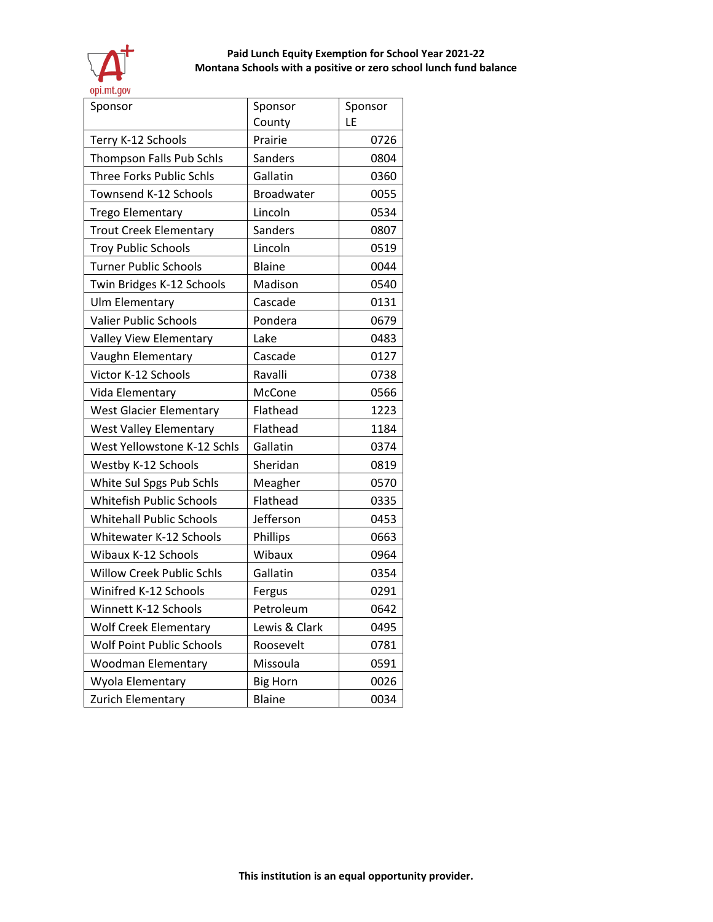**Paid Lunch Equity Exemption for School Year 2021-22**
**Montana Schools with a positive or zero school lunch fund balance**

| Sponsor | Sponsor County | Sponsor LE |
|---|---|---|
| Terry K-12 Schools | Prairie | 0726 |
| Thompson Falls Pub Schls | Sanders | 0804 |
| Three Forks Public Schls | Gallatin | 0360 |
| Townsend K-12 Schools | Broadwater | 0055 |
| Trego Elementary | Lincoln | 0534 |
| Trout Creek Elementary | Sanders | 0807 |
| Troy Public Schools | Lincoln | 0519 |
| Turner Public Schools | Blaine | 0044 |
| Twin Bridges K-12 Schools | Madison | 0540 |
| Ulm Elementary | Cascade | 0131 |
| Valier Public Schools | Pondera | 0679 |
| Valley View Elementary | Lake | 0483 |
| Vaughn Elementary | Cascade | 0127 |
| Victor K-12 Schools | Ravalli | 0738 |
| Vida Elementary | McCone | 0566 |
| West Glacier Elementary | Flathead | 1223 |
| West Valley Elementary | Flathead | 1184 |
| West Yellowstone K-12 Schls | Gallatin | 0374 |
| Westby K-12 Schools | Sheridan | 0819 |
| White Sul Spgs Pub Schls | Meagher | 0570 |
| Whitefish Public Schools | Flathead | 0335 |
| Whitehall Public Schools | Jefferson | 0453 |
| Whitewater K-12 Schools | Phillips | 0663 |
| Wibaux K-12 Schools | Wibaux | 0964 |
| Willow Creek Public Schls | Gallatin | 0354 |
| Winifred K-12 Schools | Fergus | 0291 |
| Winnett K-12 Schools | Petroleum | 0642 |
| Wolf Creek Elementary | Lewis & Clark | 0495 |
| Wolf Point Public Schools | Roosevelt | 0781 |
| Woodman Elementary | Missoula | 0591 |
| Wyola Elementary | Big Horn | 0026 |
| Zurich Elementary | Blaine | 0034 |

**This institution is an equal opportunity provider.**